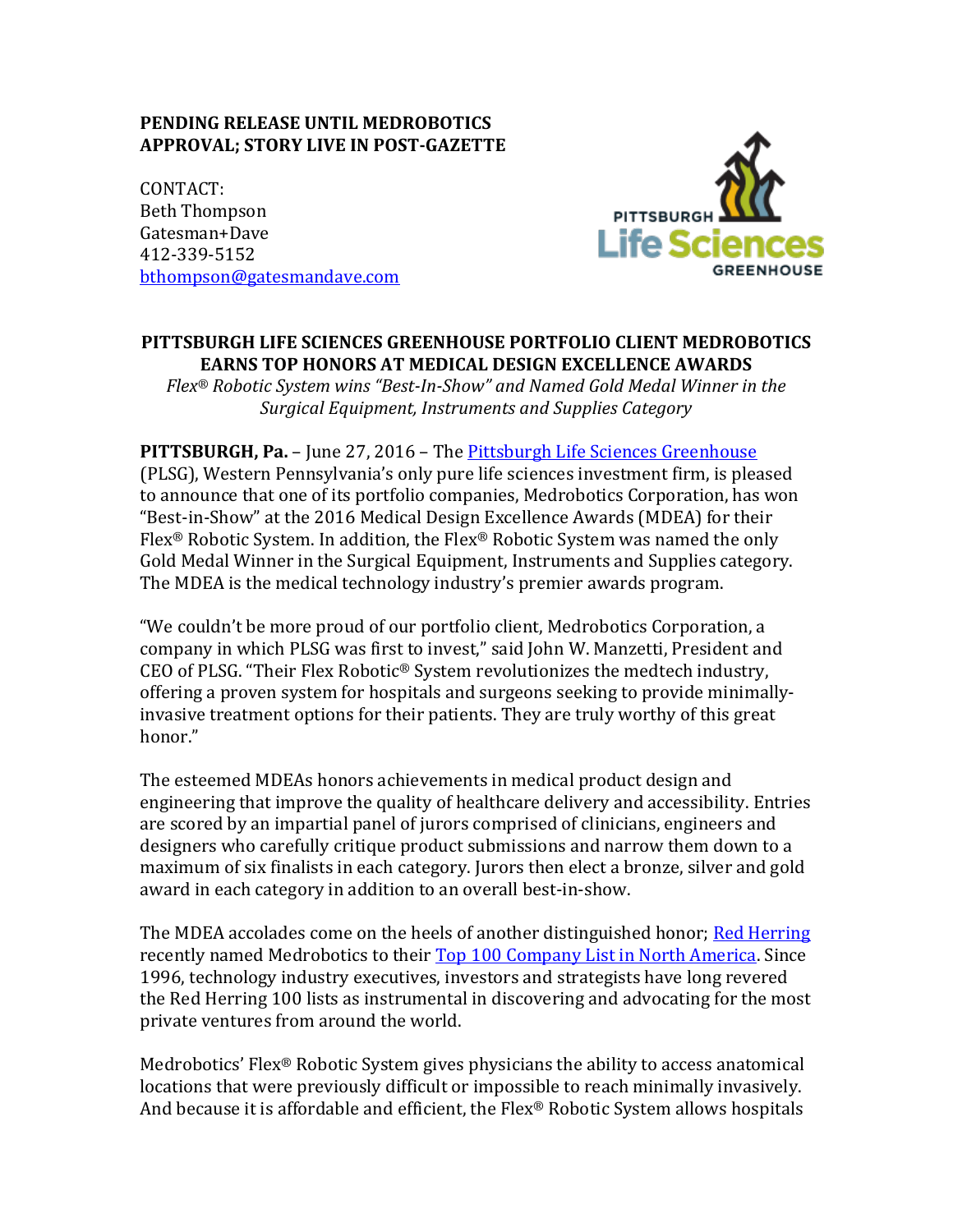**PENDING RELEASE UNTIL MEDROBOTICS APPROVAL; STORY LIVE IN POST-GAZETTE**

CONTACT:
Beth Thompson
Gatesman+Dave
412-339-5152
bthompson@gatesmandave.com

PITTSBURGH Life Sciences GREENHOUSE

# PITTSBURGH LIFE SCIENCES GREENHOUSE PORTFOLIO CLIENT MEDROBOTICS EARNS TOP HONORS AT MEDICAL DESIGN EXCELLENCE AWARDS

*Flex® Robotic System wins "Best-In-Show" and Named Gold Medal Winner in the Surgical Equipment, Instruments and Supplies Category*

**PITTSBURGH, Pa.** – June 27, 2016 – The Pittsburgh Life Sciences Greenhouse (PLSG), Western Pennsylvania's only pure life sciences investment firm, is pleased to announce that one of its portfolio companies, Medrobotics Corporation, has won "Best-in-Show" at the 2016 Medical Design Excellence Awards (MDEA) for their Flex® Robotic System. In addition, the Flex® Robotic System was named the only Gold Medal Winner in the Surgical Equipment, Instruments and Supplies category. The MDEA is the medical technology industry's premier awards program.

"We couldn't be more proud of our portfolio client, Medrobotics Corporation, a company in which PLSG was first to invest," said John W. Manzetti, President and CEO of PLSG. "Their Flex Robotic® System revolutionizes the medtech industry, offering a proven system for hospitals and surgeons seeking to provide minimally-invasive treatment options for their patients. They are truly worthy of this great honor."

The esteemed MDEAs honors achievements in medical product design and engineering that improve the quality of healthcare delivery and accessibility. Entries are scored by an impartial panel of jurors comprised of clinicians, engineers and designers who carefully critique product submissions and narrow them down to a maximum of six finalists in each category. Jurors then elect a bronze, silver and gold award in each category in addition to an overall best-in-show.

The MDEA accolades come on the heels of another distinguished honor; Red Herring recently named Medrobotics to their Top 100 Company List in North America. Since 1996, technology industry executives, investors and strategists have long revered the Red Herring 100 lists as instrumental in discovering and advocating for the most private ventures from around the world.

Medrobotics' Flex® Robotic System gives physicians the ability to access anatomical locations that were previously difficult or impossible to reach minimally invasively. And because it is affordable and efficient, the Flex® Robotic System allows hospitals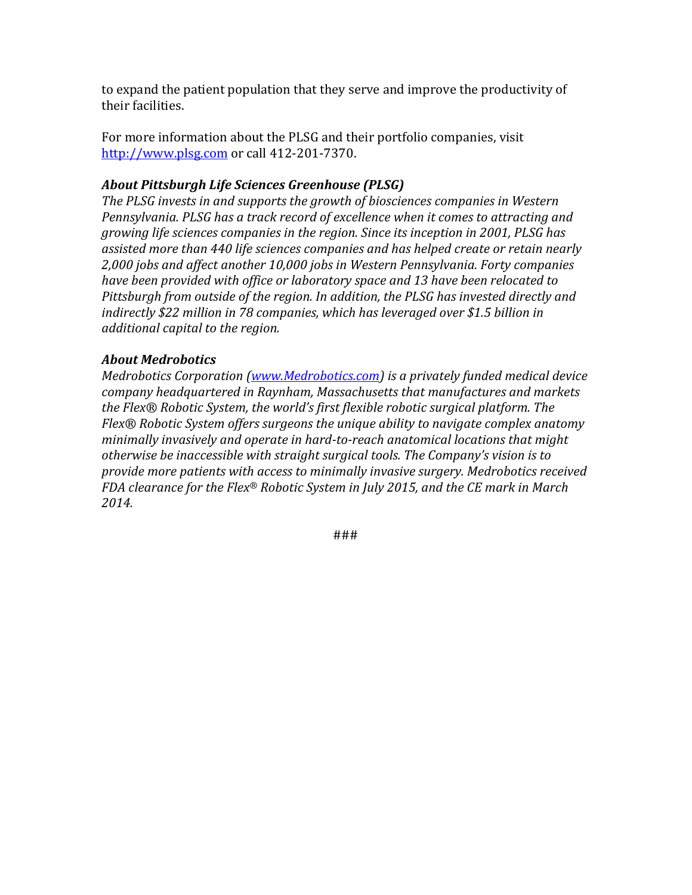to expand the patient population that they serve and improve the productivity of their facilities.

For more information about the PLSG and their portfolio companies, visit [http://www.plsg.com](http://www.plsg.com) or call 412-201-7370.

***About Pittsburgh Life Sciences Greenhouse (PLSG)***

*The PLSG invests in and supports the growth of biosciences companies in Western Pennsylvania. PLSG has a track record of excellence when it comes to attracting and growing life sciences companies in the region. Since its inception in 2001, PLSG has assisted more than 440 life sciences companies and has helped create or retain nearly 2,000 jobs and affect another 10,000 jobs in Western Pennsylvania. Forty companies have been provided with office or laboratory space and 13 have been relocated to Pittsburgh from outside of the region. In addition, the PLSG has invested directly and indirectly $22 million in 78 companies, which has leveraged over $1.5 billion in additional capital to the region.*

***About Medrobotics***

*Medrobotics Corporation ([www.Medrobotics.com](http://www.Medrobotics.com)) is a privately funded medical device company headquartered in Raynham, Massachusetts that manufactures and markets the Flex® Robotic System, the world's first flexible robotic surgical platform. The Flex® Robotic System offers surgeons the unique ability to navigate complex anatomy minimally invasively and operate in hard-to-reach anatomical locations that might otherwise be inaccessible with straight surgical tools. The Company's vision is to provide more patients with access to minimally invasive surgery. Medrobotics received FDA clearance for the Flex® Robotic System in July 2015, and the CE mark in March 2014.*

###